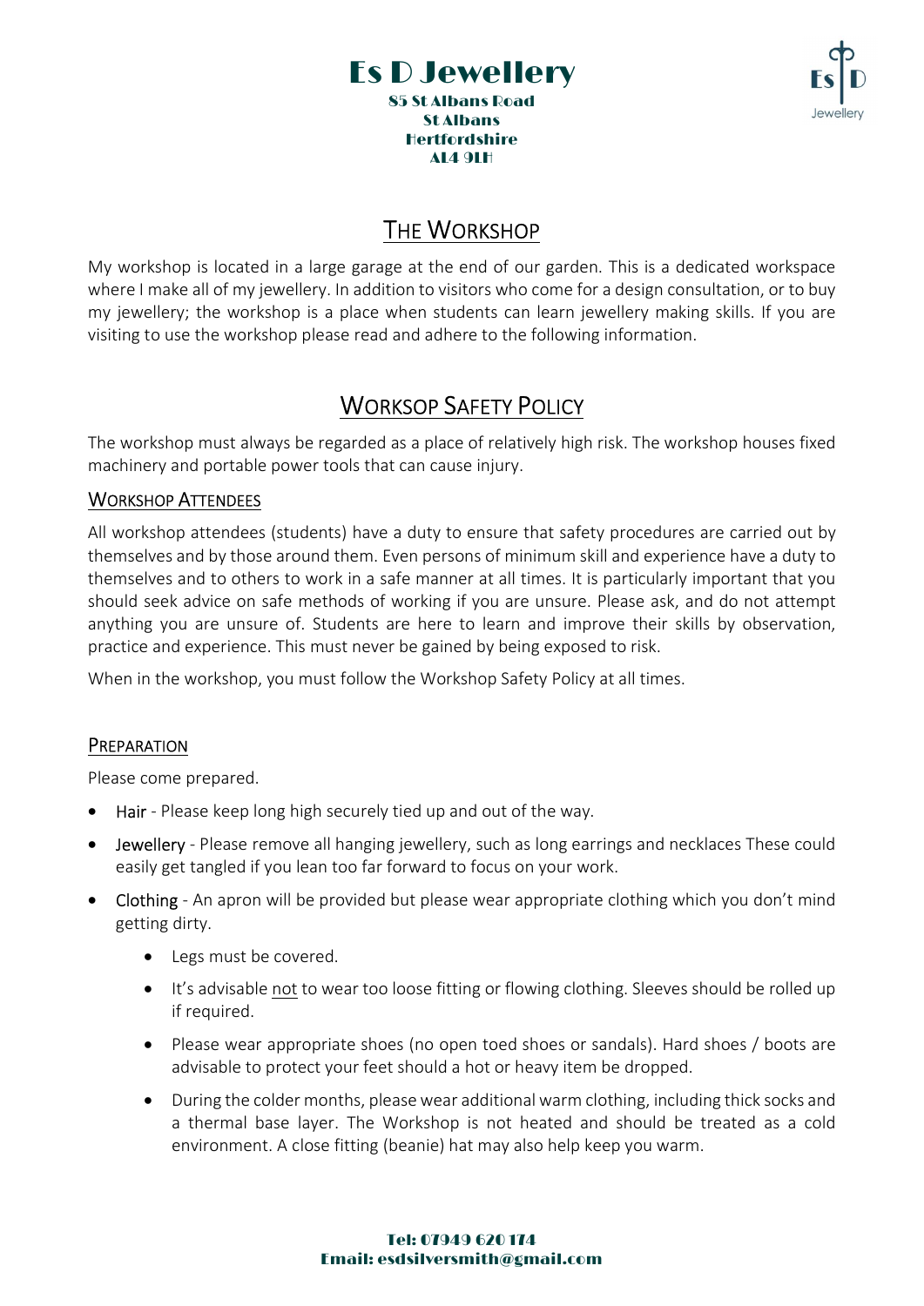# Es D Jewellery

**85 St Albans Road**
**St Albans**
**Hertfordshire**
**AL4 9LH**

## The Workshop

My workshop is located in a large garage at the end of our garden. This is a dedicated workspace where I make all of my jewellery. In addition to visitors who come for a design consultation, or to buy my jewellery; the workshop is a place when students can learn jewellery making skills. If you are visiting to use the workshop please read and adhere to the following information.

## Worksop Safety Policy

The workshop must always be regarded as a place of relatively high risk. The workshop houses fixed machinery and portable power tools that can cause injury.

### Workshop Attendees

All workshop attendees (students) have a duty to ensure that safety procedures are carried out by themselves and by those around them. Even persons of minimum skill and experience have a duty to themselves and to others to work in a safe manner at all times. It is particularly important that you should seek advice on safe methods of working if you are unsure. Please ask, and do not attempt anything you are unsure of. Students are here to learn and improve their skills by observation, practice and experience. This must never be gained by being exposed to risk.

When in the workshop, you must follow the Workshop Safety Policy at all times.

### Preparation

Please come prepared.

- Hair - Please keep long high securely tied up and out of the way.
- Jewellery - Please remove all hanging jewellery, such as long earrings and necklaces These could easily get tangled if you lean too far forward to focus on your work.
- Clothing - An apron will be provided but please wear appropriate clothing which you don't mind getting dirty.
  - Legs must be covered.
  - It's advisable not to wear too loose fitting or flowing clothing. Sleeves should be rolled up if required.
  - Please wear appropriate shoes (no open toed shoes or sandals). Hard shoes / boots are advisable to protect your feet should a hot or heavy item be dropped.
  - During the colder months, please wear additional warm clothing, including thick socks and a thermal base layer. The Workshop is not heated and should be treated as a cold environment. A close fitting (beanie) hat may also help keep you warm.

**Tel: 07949 620 174**
**Email: esdsilversmith@gmail.com**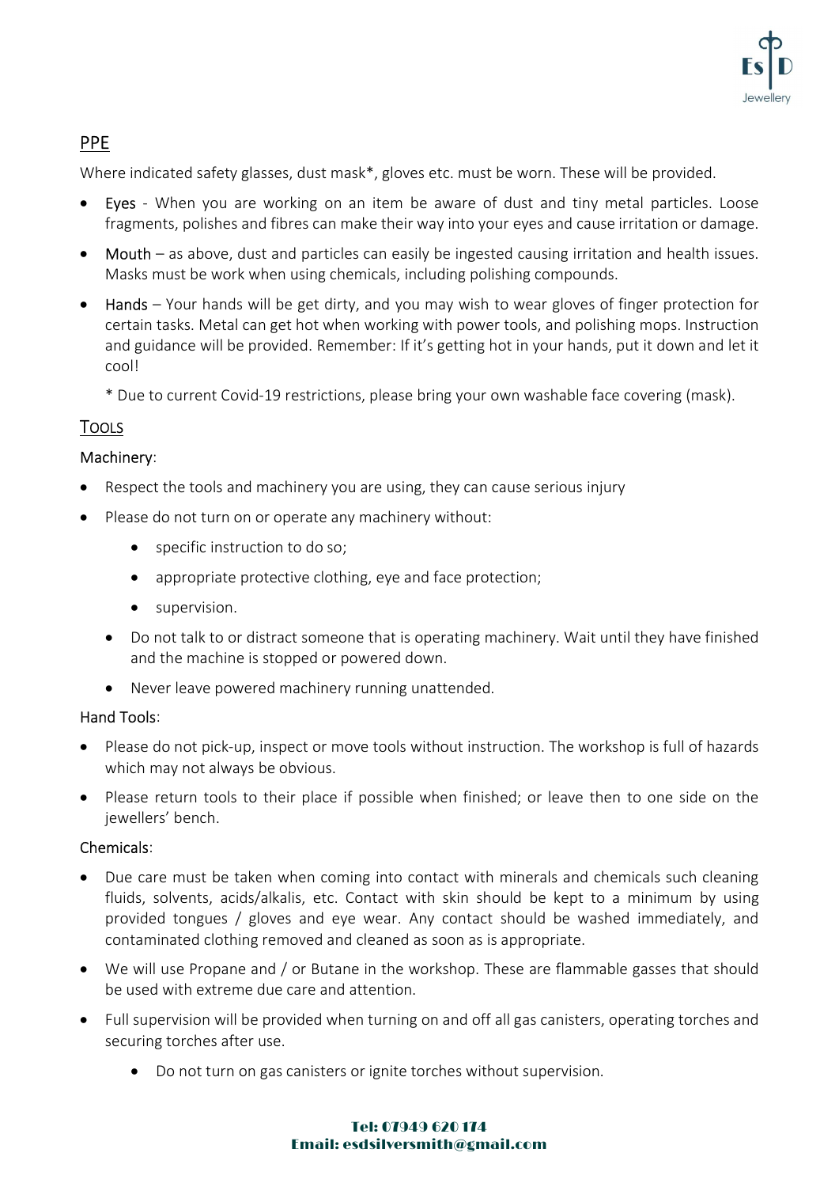## PPE

Where indicated safety glasses, dust mask*, gloves etc. must be worn. These will be provided.

- Eyes - When you are working on an item be aware of dust and tiny metal particles. Loose fragments, polishes and fibres can make their way into your eyes and cause irritation or damage.
- Mouth – as above, dust and particles can easily be ingested causing irritation and health issues. Masks must be work when using chemicals, including polishing compounds.
- Hands – Your hands will be get dirty, and you may wish to wear gloves of finger protection for certain tasks. Metal can get hot when working with power tools, and polishing mops. Instruction and guidance will be provided. Remember: If it's getting hot in your hands, put it down and let it cool!

  * Due to current Covid-19 restrictions, please bring your own washable face covering (mask).

## Tools

### Machinery:

- Respect the tools and machinery you are using, they can cause serious injury
- Please do not turn on or operate any machinery without:
  - specific instruction to do so;
  - appropriate protective clothing, eye and face protection;
  - supervision.
  - Do not talk to or distract someone that is operating machinery. Wait until they have finished and the machine is stopped or powered down.
  - Never leave powered machinery running unattended.

### Hand Tools:

- Please do not pick-up, inspect or move tools without instruction. The workshop is full of hazards which may not always be obvious.
- Please return tools to their place if possible when finished; or leave then to one side on the jewellers' bench.

### Chemicals:

- Due care must be taken when coming into contact with minerals and chemicals such cleaning fluids, solvents, acids/alkalis, etc. Contact with skin should be kept to a minimum by using provided tongues / gloves and eye wear. Any contact should be washed immediately, and contaminated clothing removed and cleaned as soon as is appropriate.
- We will use Propane and / or Butane in the workshop. These are flammable gasses that should be used with extreme due care and attention.
- Full supervision will be provided when turning on and off all gas canisters, operating torches and securing torches after use.
  - Do not turn on gas canisters or ignite torches without supervision.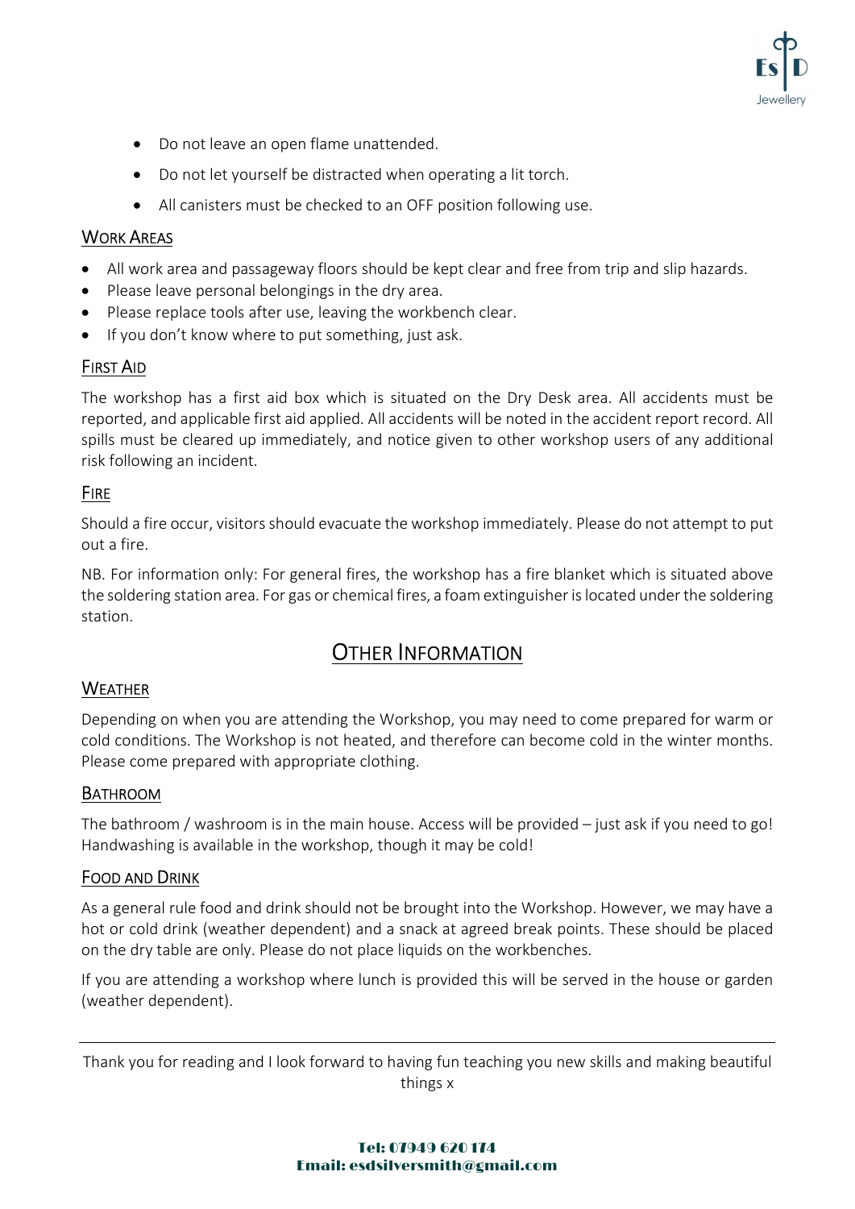- Do not leave an open flame unattended.
- Do not let yourself be distracted when operating a lit torch.
- All canisters must be checked to an OFF position following use.

### Work Areas

- All work area and passageway floors should be kept clear and free from trip and slip hazards.
- Please leave personal belongings in the dry area.
- Please replace tools after use, leaving the workbench clear.
- If you don't know where to put something, just ask.

### First Aid

The workshop has a first aid box which is situated on the Dry Desk area. All accidents must be reported, and applicable first aid applied. All accidents will be noted in the accident report record. All spills must be cleared up immediately, and notice given to other workshop users of any additional risk following an incident.

### Fire

Should a fire occur, visitors should evacuate the workshop immediately. Please do not attempt to put out a fire.

NB. For information only: For general fires, the workshop has a fire blanket which is situated above the soldering station area. For gas or chemical fires, a foam extinguisher is located under the soldering station.

## Other Information

### Weather

Depending on when you are attending the Workshop, you may need to come prepared for warm or cold conditions. The Workshop is not heated, and therefore can become cold in the winter months. Please come prepared with appropriate clothing.

### Bathroom

The bathroom / washroom is in the main house. Access will be provided – just ask if you need to go! Handwashing is available in the workshop, though it may be cold!

### Food and Drink

As a general rule food and drink should not be brought into the Workshop. However, we may have a hot or cold drink (weather dependent) and a snack at agreed break points. These should be placed on the dry table are only. Please do not place liquids on the workbenches.

If you are attending a workshop where lunch is provided this will be served in the house or garden (weather dependent).

---

Thank you for reading and I look forward to having fun teaching you new skills and making beautiful things x

**Tel: 07949 620 174**
**Email: esdsilversmith@gmail.com**